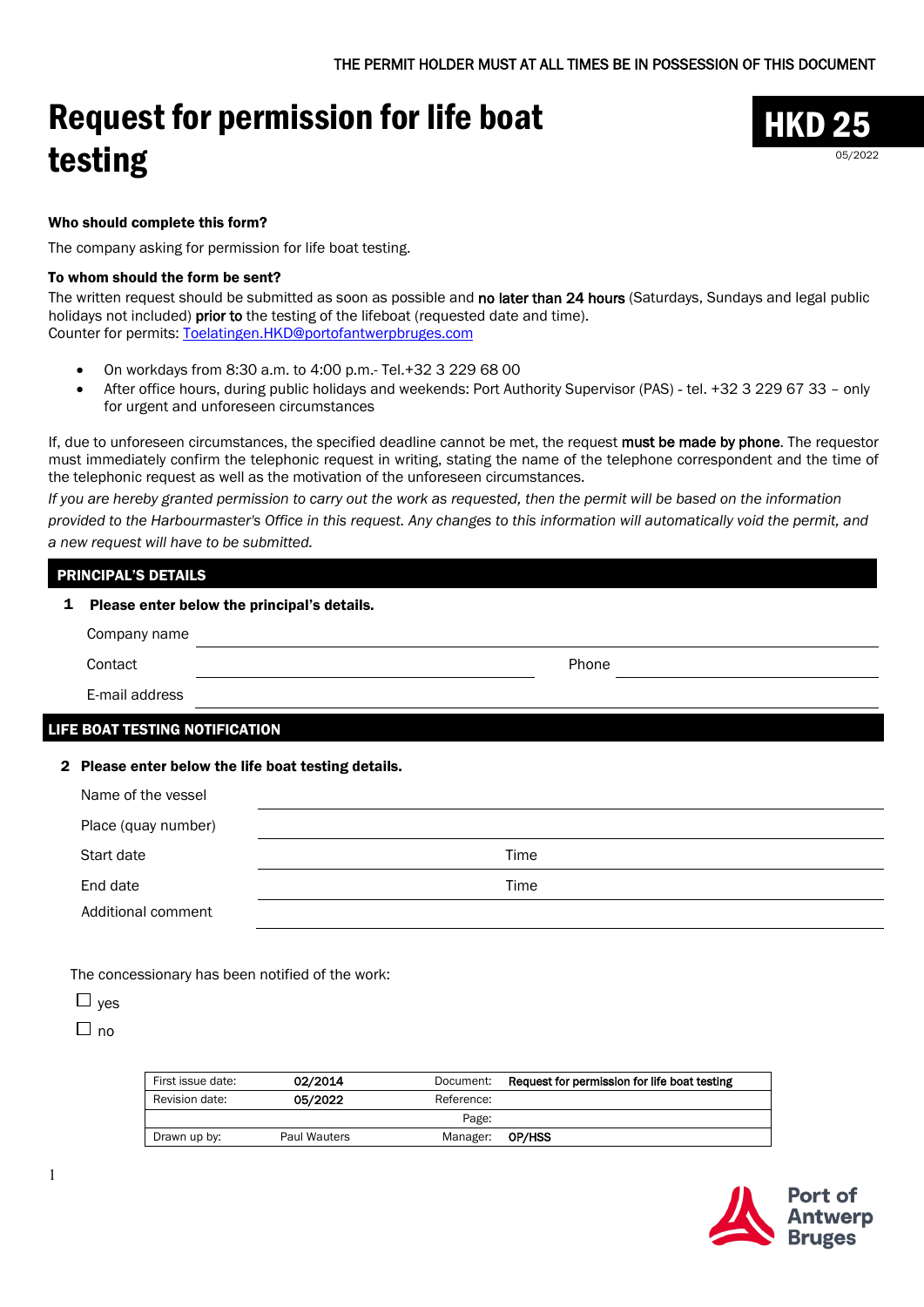THE PERMIT HOLDER MUST AT ALL TIMES BE IN POSSESSION OF THIS DOCUMENT

# Request for permission for life boat testing

**HKD 25**

05/2022

**Who should complete this form?**

The company asking for permission for life boat testing.

**To whom should the form be sent?**

The written request should be submitted as soon as possible and **no later than 24 hours** (Saturdays, Sundays and legal public holidays not included) **prior to** the testing of the lifeboat (requested date and time).
Counter for permits: Toelatingen.HKD@portofantwerpbruges.com

- On workdays from 8:30 a.m. to 4:00 p.m.- Tel.+32 3 229 68 00
- After office hours, during public holidays and weekends: Port Authority Supervisor (PAS) - tel. +32 3 229 67 33 – only for urgent and unforeseen circumstances

If, due to unforeseen circumstances, the specified deadline cannot be met, the request **must be made by phone**. The requestor must immediately confirm the telephonic request in writing, stating the name of the telephone correspondent and the time of the telephonic request as well as the motivation of the unforeseen circumstances.

*If you are hereby granted permission to carry out the work as requested, then the permit will be based on the information provided to the Harbourmaster's Office in this request. Any changes to this information will automatically void the permit, and a new request will have to be submitted.*

## PRINCIPAL'S DETAILS

**1 Please enter below the principal's details.**

Company name ______________________________

Contact ______________________________ Phone ______________________________

E-mail address ______________________________

## LIFE BOAT TESTING NOTIFICATION

**2 Please enter below the life boat testing details.**

Name of the vessel ______________________________

Place (quay number) ______________________________

Start date ______________________________ Time ______________________________

End date ______________________________ Time ______________________________

Additional comment ______________________________

The concessionary has been notified of the work:

☐ yes

☐ no

| First issue date: | 02/2014 | Document: | Request for permission for life boat testing |
|---|---|---|---|
| Revision date: | 05/2022 | Reference: | |
| | | Page: | |
| Drawn up by: | Paul Wauters | Manager: | OP/HSS |

Port of Antwerp Bruges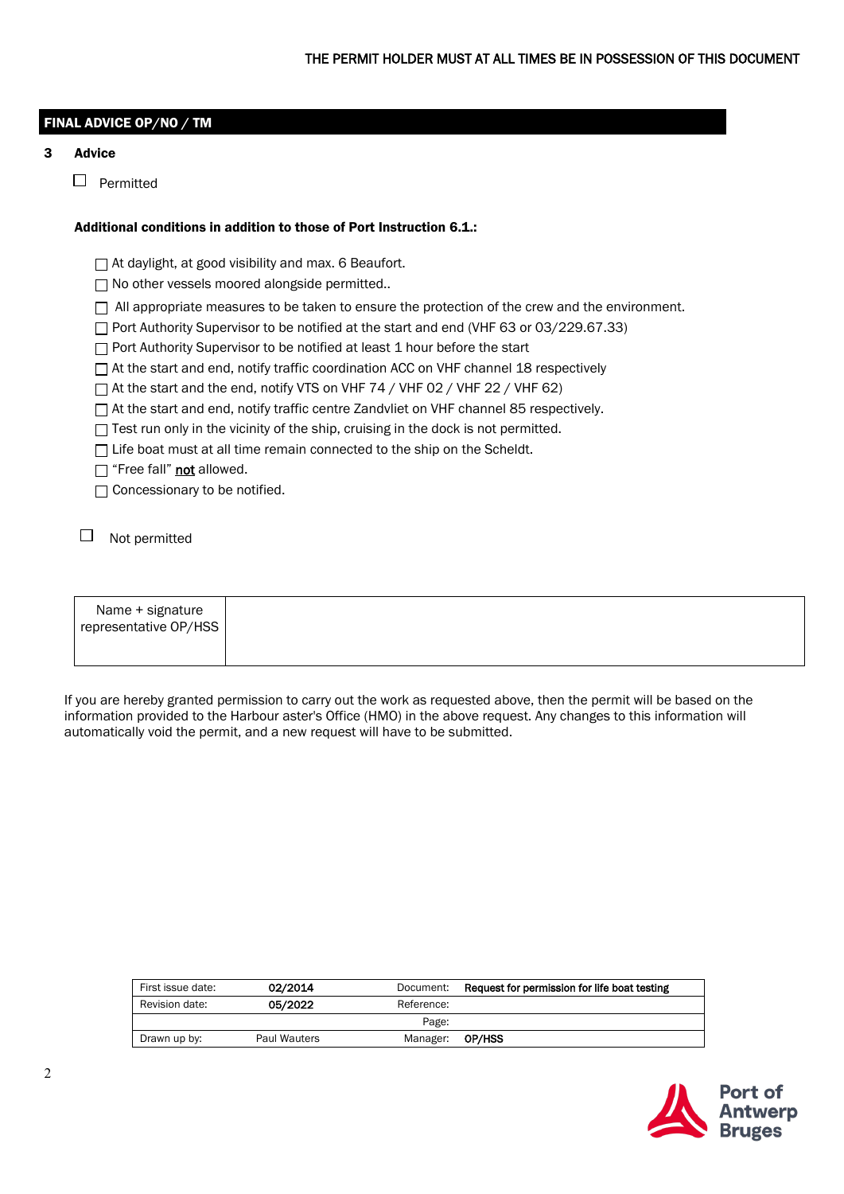THE PERMIT HOLDER MUST AT ALL TIMES BE IN POSSESSION OF THIS DOCUMENT

## FINAL ADVICE OP/NO / TM

### 3 Advice

☐ Permitted

**Additional conditions in addition to those of Port Instruction 6.1.:**

- ☐ At daylight, at good visibility and max. 6 Beaufort.
- ☐ No other vessels moored alongside permitted..
- ☐ All appropriate measures to be taken to ensure the protection of the crew and the environment.
- ☐ Port Authority Supervisor to be notified at the start and end (VHF 63 or 03/229.67.33)
- ☐ Port Authority Supervisor to be notified at least 1 hour before the start
- ☐ At the start and end, notify traffic coordination ACC on VHF channel 18 respectively
- ☐ At the start and the end, notify VTS on VHF 74 / VHF 02 / VHF 22 / VHF 62)
- ☐ At the start and end, notify traffic centre Zandvliet on VHF channel 85 respectively.
- ☐ Test run only in the vicinity of the ship, cruising in the dock is not permitted.
- ☐ Life boat must at all time remain connected to the ship on the Scheldt.
- ☐ "Free fall" <u>not</u> allowed.
- ☐ Concessionary to be notified.

☐ Not permitted

| | |
|---|---|
| Name + signature representative OP/HSS | |

If you are hereby granted permission to carry out the work as requested above, then the permit will be based on the information provided to the Harbour aster's Office (HMO) in the above request. Any changes to this information will automatically void the permit, and a new request will have to be submitted.

| | | | |
|---|---|---|---|
| First issue date: | 02/2014 | Document: | Request for permission for life boat testing |
| Revision date: | 05/2022 | Reference: | |
| | | Page: | |
| Drawn up by: | Paul Wauters | Manager: | OP/HSS |

Port of Antwerp Bruges